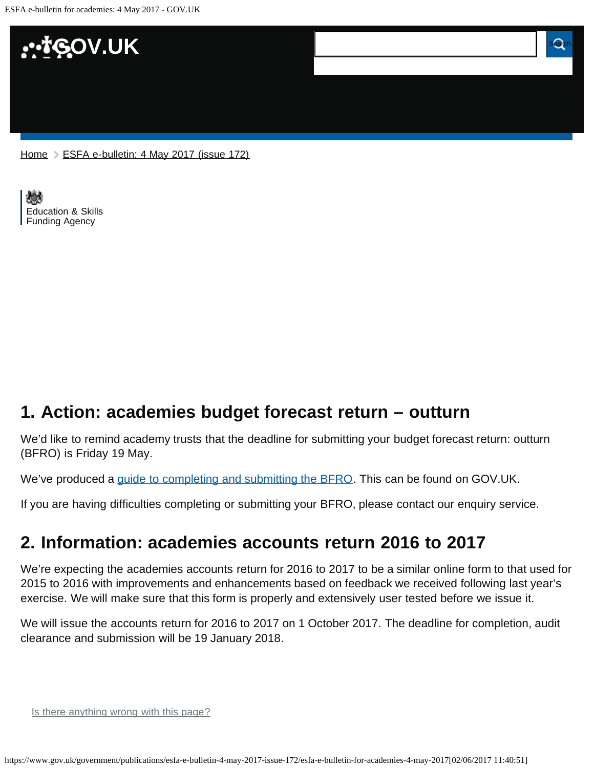Home > ESFA e-bulletin: 4 May 2017 (issue 172)

Education & Skills Funding Agency

## 1. Action: academies budget forecast return – outturn

We'd like to remind academy trusts that the deadline for submitting your budget forecast return: outturn (BFRO) is Friday 19 May.

We've produced a guide to completing and submitting the BFRO. This can be found on GOV.UK.

If you are having difficulties completing or submitting your BFRO, please contact our enquiry service.

## 2. Information: academies accounts return 2016 to 2017

We're expecting the academies accounts return for 2016 to 2017 to be a similar online form to that used for 2015 to 2016 with improvements and enhancements based on feedback we received following last year's exercise. We will make sure that this form is properly and extensively user tested before we issue it.

We will issue the accounts return for 2016 to 2017 on 1 October 2017. The deadline for completion, audit clearance and submission will be 19 January 2018.

Is there anything wrong with this page?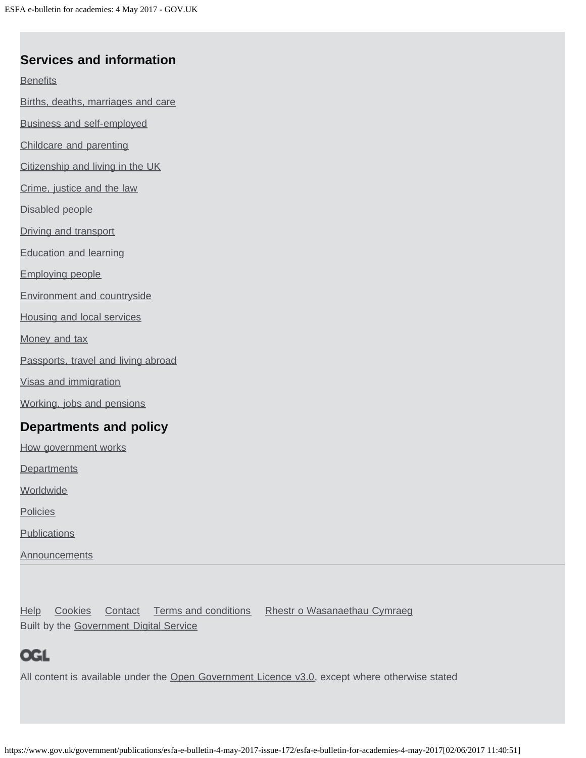## Services and information

Benefits

Births, deaths, marriages and care

Business and self-employed

Childcare and parenting

Citizenship and living in the UK

Crime, justice and the law

Disabled people

Driving and transport

Education and learning

Employing people

Environment and countryside

Housing and local services

Money and tax

Passports, travel and living abroad

Visas and immigration

Working, jobs and pensions

## Departments and policy

How government works

Departments

Worldwide

Policies

Publications

Announcements

Help Cookies Contact Terms and conditions Rhestr o Wasanaethau Cymraeg

Built by the Government Digital Service

OGL

All content is available under the Open Government Licence v3.0, except where otherwise stated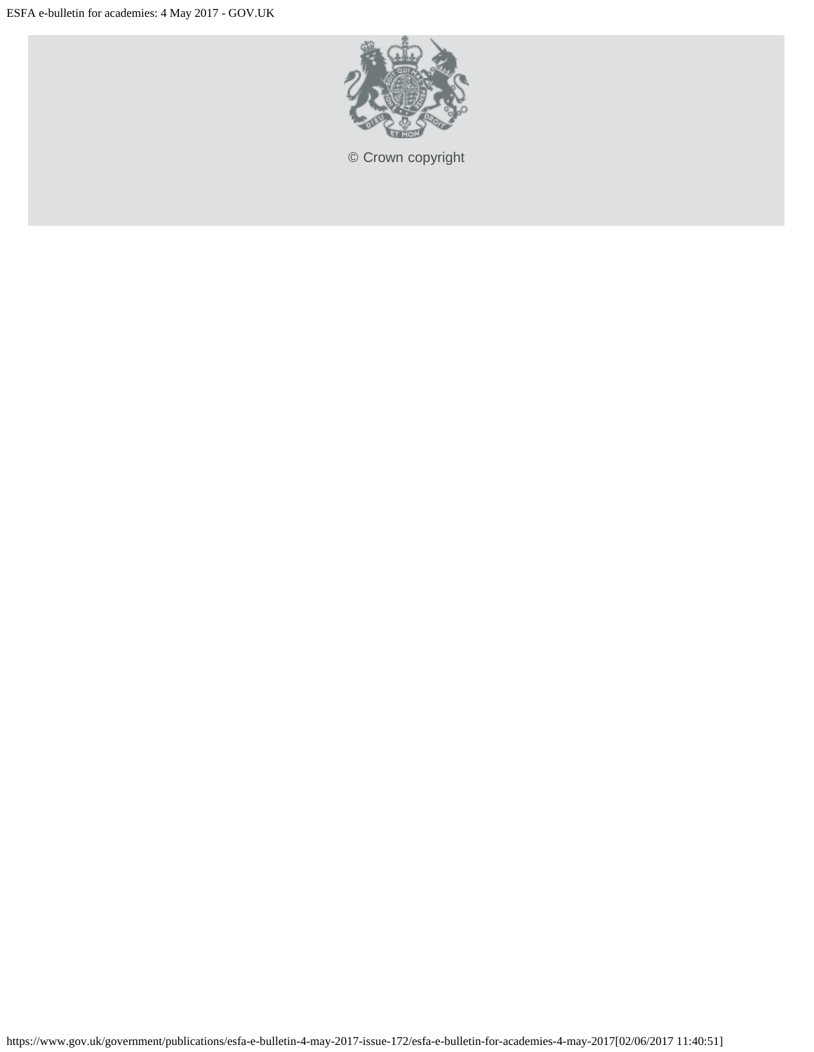© Crown copyright